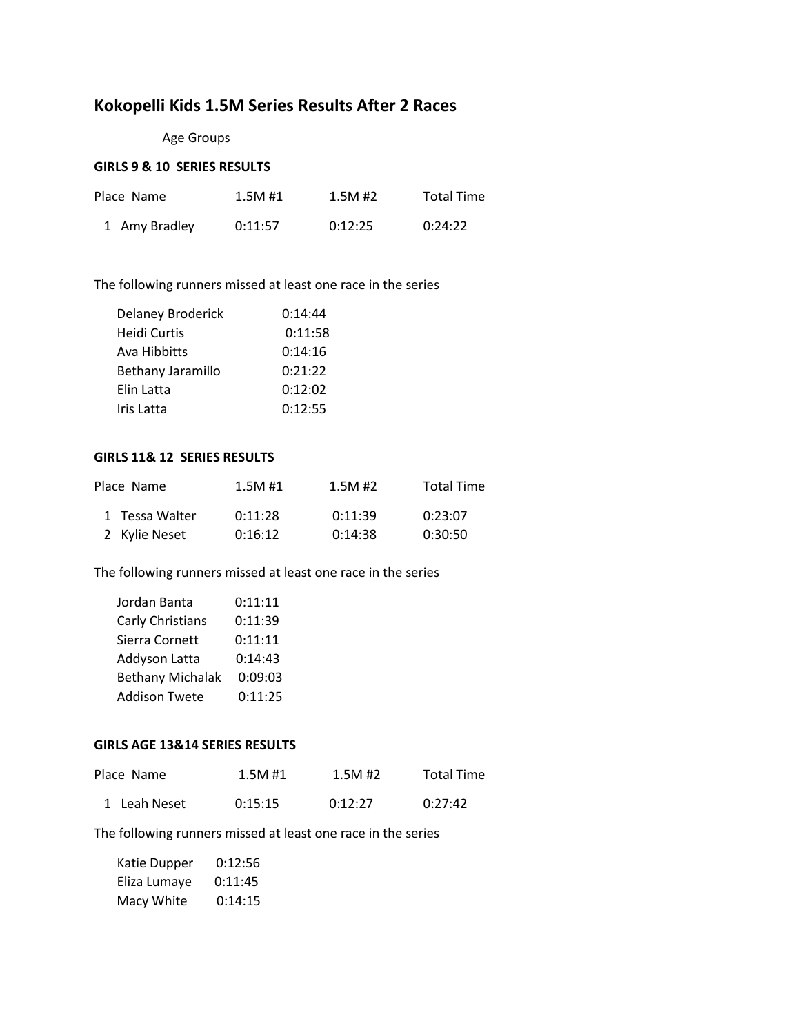# Kokopelli Kids 1.5M Series Results After 2 Races

Age Groups

**GIRLS 9 & 10 SERIES RESULTS**

| Place | Name | 1.5M #1 | 1.5M #2 | Total Time |
|---|---|---|---|---|
| 1 | Amy Bradley | 0:11:57 | 0:12:25 | 0:24:22 |

The following runners missed at least one race in the series

| Name | Time |
|---|---|
| Delaney Broderick | 0:14:44 |
| Heidi Curtis | 0:11:58 |
| Ava Hibbitts | 0:14:16 |
| Bethany Jaramillo | 0:21:22 |
| Elin Latta | 0:12:02 |
| Iris Latta | 0:12:55 |

**GIRLS 11& 12 SERIES RESULTS**

| Place | Name | 1.5M #1 | 1.5M #2 | Total Time |
|---|---|---|---|---|
| 1 | Tessa Walter | 0:11:28 | 0:11:39 | 0:23:07 |
| 2 | Kylie Neset | 0:16:12 | 0:14:38 | 0:30:50 |

The following runners missed at least one race in the series

| Name | Time |
|---|---|
| Jordan Banta | 0:11:11 |
| Carly Christians | 0:11:39 |
| Sierra Cornett | 0:11:11 |
| Addyson Latta | 0:14:43 |
| Bethany Michalak | 0:09:03 |
| Addison Twete | 0:11:25 |

**GIRLS AGE 13&14 SERIES RESULTS**

| Place | Name | 1.5M #1 | 1.5M #2 | Total Time |
|---|---|---|---|---|
| 1 | Leah Neset | 0:15:15 | 0:12:27 | 0:27:42 |

The following runners missed at least one race in the series

| Name | Time |
|---|---|
| Katie Dupper | 0:12:56 |
| Eliza Lumaye | 0:11:45 |
| Macy White | 0:14:15 |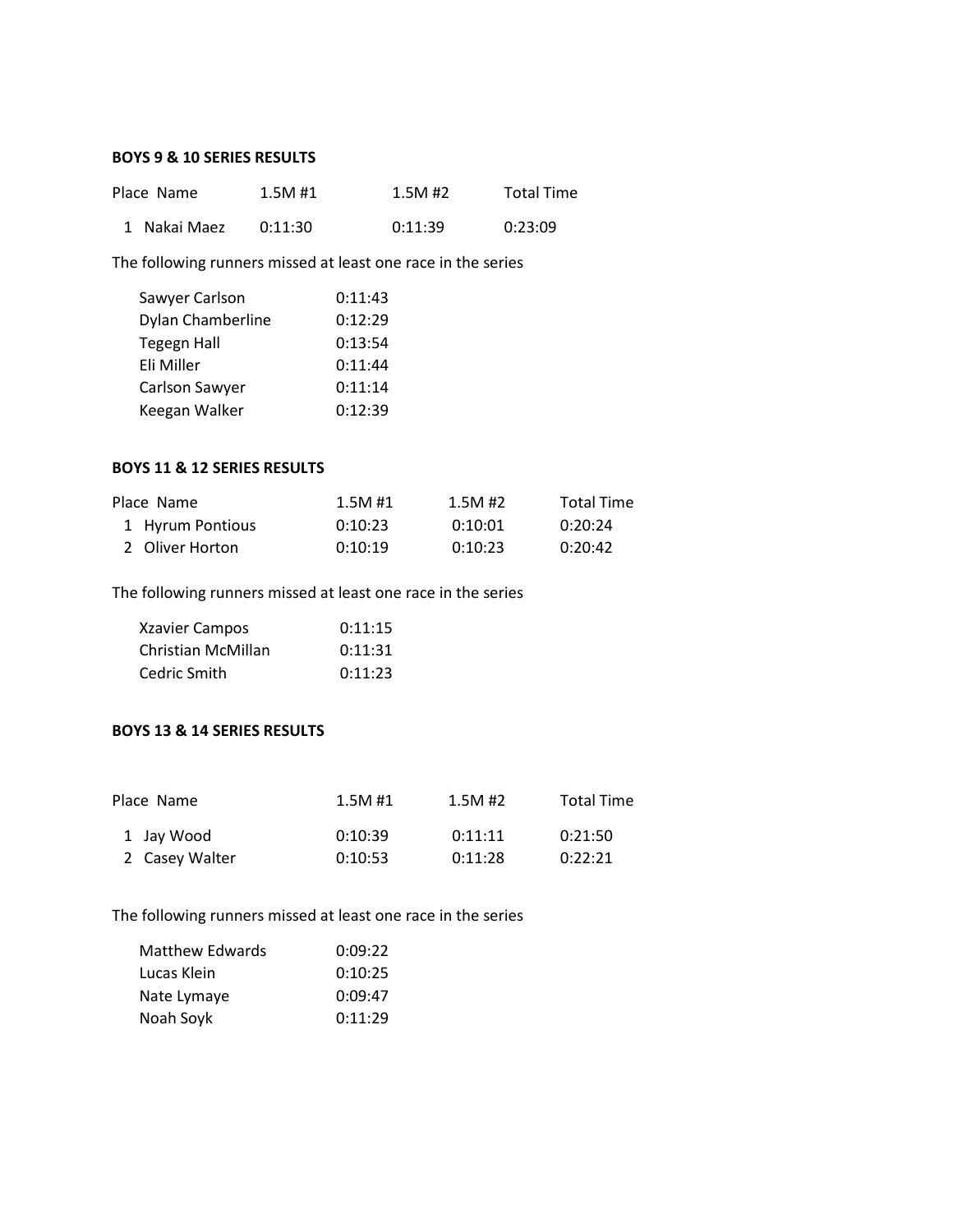**BOYS 9 & 10 SERIES RESULTS**

| Place | Name | 1.5M #1 | 1.5M #2 | Total Time |
|---|---|---|---|---|
| 1 | Nakai Maez | 0:11:30 | 0:11:39 | 0:23:09 |

The following runners missed at least one race in the series

| | |
|---|---|
| Sawyer Carlson | 0:11:43 |
| Dylan Chamberline | 0:12:29 |
| Tegegn Hall | 0:13:54 |
| Eli Miller | 0:11:44 |
| Carlson Sawyer | 0:11:14 |
| Keegan Walker | 0:12:39 |

**BOYS 11 & 12 SERIES RESULTS**

| Place | Name | 1.5M #1 | 1.5M #2 | Total Time |
|---|---|---|---|---|
| 1 | Hyrum Pontious | 0:10:23 | 0:10:01 | 0:20:24 |
| 2 | Oliver Horton | 0:10:19 | 0:10:23 | 0:20:42 |

The following runners missed at least one race in the series

| | |
|---|---|
| Xzavier Campos | 0:11:15 |
| Christian McMillan | 0:11:31 |
| Cedric Smith | 0:11:23 |

**BOYS 13 & 14 SERIES RESULTS**

| Place | Name | 1.5M #1 | 1.5M #2 | Total Time |
|---|---|---|---|---|
| 1 | Jay Wood | 0:10:39 | 0:11:11 | 0:21:50 |
| 2 | Casey Walter | 0:10:53 | 0:11:28 | 0:22:21 |

The following runners missed at least one race in the series

| | |
|---|---|
| Matthew Edwards | 0:09:22 |
| Lucas Klein | 0:10:25 |
| Nate Lymaye | 0:09:47 |
| Noah Soyk | 0:11:29 |